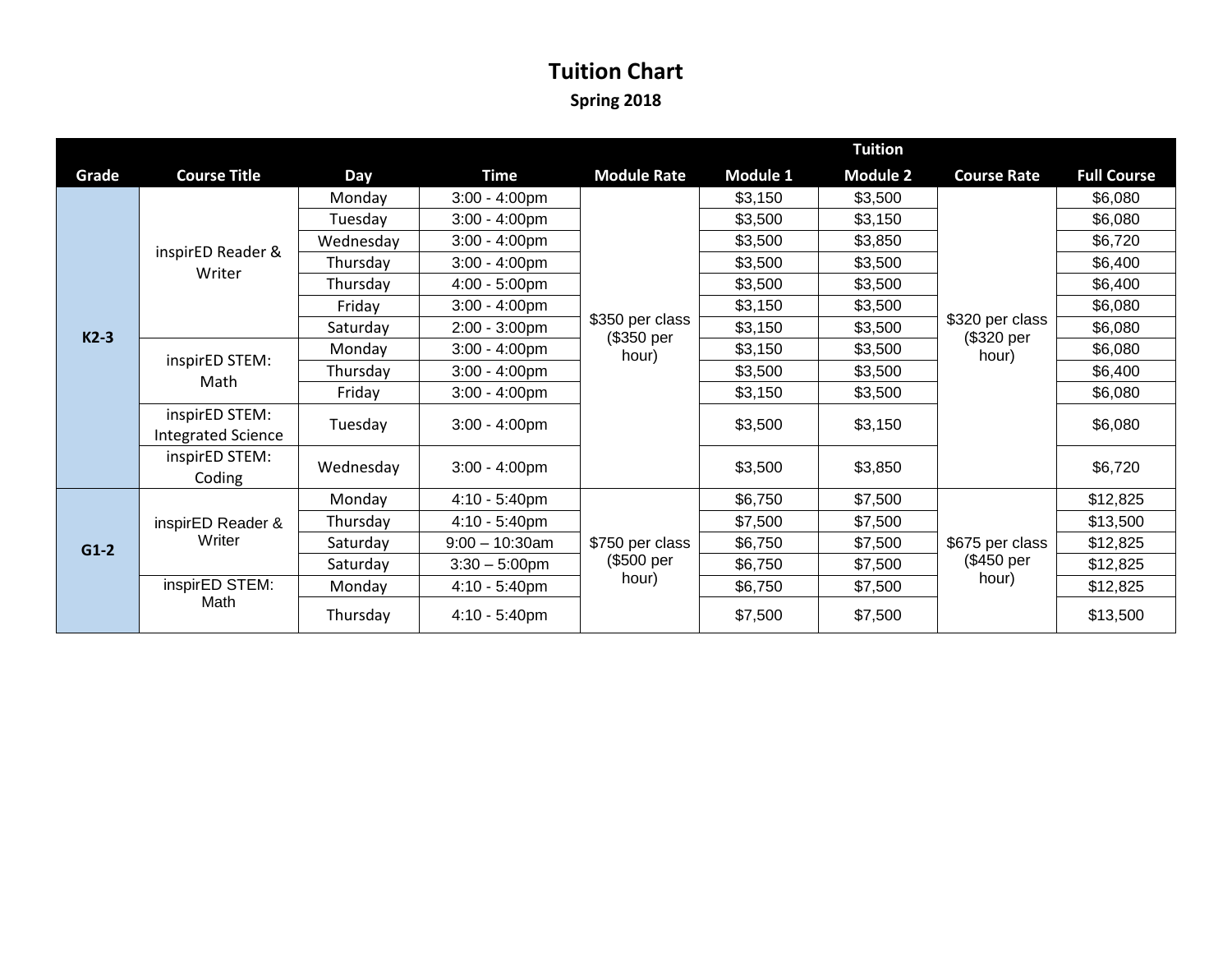# Tuition Chart

**Spring 2018**

| Grade | Course Title | Day | Time | Module Rate | Tuition Module 1 | Tuition Module 2 | Course Rate | Full Course |
|---|---|---|---|---|---|---|---|---|
| K2-3 | inspirED Reader & Writer | Monday | 3:00 - 4:00pm | $350 per class ($350 per hour) | $3,150 | $3,500 | $320 per class ($320 per hour) | $6,080 |
| | | Tuesday | 3:00 - 4:00pm | | $3,500 | $3,150 | | $6,080 |
| | | Wednesday | 3:00 - 4:00pm | | $3,500 | $3,850 | | $6,720 |
| | | Thursday | 3:00 - 4:00pm | | $3,500 | $3,500 | | $6,400 |
| | | Thursday | 4:00 - 5:00pm | | $3,500 | $3,500 | | $6,400 |
| | | Friday | 3:00 - 4:00pm | | $3,150 | $3,500 | | $6,080 |
| | | Saturday | 2:00 - 3:00pm | | $3,150 | $3,500 | | $6,080 |
| | inspirED STEM: Math | Monday | 3:00 - 4:00pm | | $3,150 | $3,500 | | $6,080 |
| | | Thursday | 3:00 - 4:00pm | | $3,500 | $3,500 | | $6,400 |
| | | Friday | 3:00 - 4:00pm | | $3,150 | $3,500 | | $6,080 |
| | inspirED STEM: Integrated Science | Tuesday | 3:00 - 4:00pm | | $3,500 | $3,150 | | $6,080 |
| | inspirED STEM: Coding | Wednesday | 3:00 - 4:00pm | | $3,500 | $3,850 | | $6,720 |
| G1-2 | inspirED Reader & Writer | Monday | 4:10 - 5:40pm | $750 per class ($500 per hour) | $6,750 | $7,500 | $675 per class ($450 per hour) | $12,825 |
| | | Thursday | 4:10 - 5:40pm | | $7,500 | $7,500 | | $13,500 |
| | | Saturday | 9:00 – 10:30am | | $6,750 | $7,500 | | $12,825 |
| | | Saturday | 3:30 – 5:00pm | | $6,750 | $7,500 | | $12,825 |
| | inspirED STEM: Math | Monday | 4:10 - 5:40pm | | $6,750 | $7,500 | | $12,825 |
| | | Thursday | 4:10 - 5:40pm | | $7,500 | $7,500 | | $13,500 |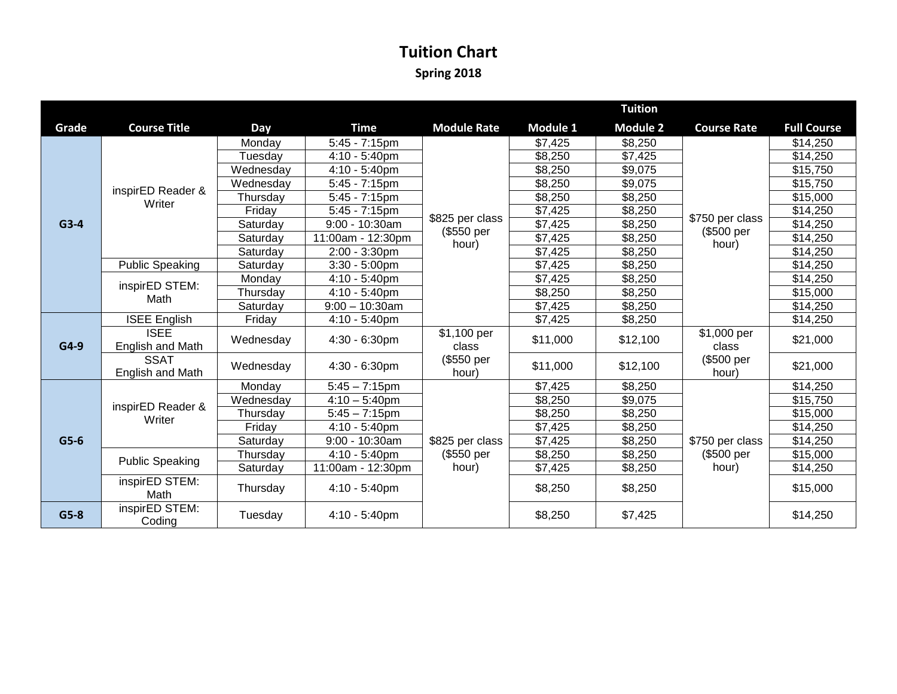# Tuition Chart

**Spring 2018**

| Grade | Course Title | Day | Time | Module Rate | Tuition Module 1 | Tuition Module 2 | Course Rate | Full Course |
|---|---|---|---|---|---|---|---|---|
| G3-4 | inspirED Reader & Writer | Monday | 5:45 - 7:15pm | $825 per class ($550 per hour) | $7,425 | $8,250 | $750 per class ($500 per hour) | $14,250 |
| | | Tuesday | 4:10 - 5:40pm | | $8,250 | $7,425 | | $14,250 |
| | | Wednesday | 4:10 - 5:40pm | | $8,250 | $9,075 | | $15,750 |
| | | Wednesday | 5:45 - 7:15pm | | $8,250 | $9,075 | | $15,750 |
| | | Thursday | 5:45 - 7:15pm | | $8,250 | $8,250 | | $15,000 |
| | | Friday | 5:45 - 7:15pm | | $7,425 | $8,250 | | $14,250 |
| | | Saturday | 9:00 - 10:30am | | $7,425 | $8,250 | | $14,250 |
| | | Saturday | 11:00am - 12:30pm | | $7,425 | $8,250 | | $14,250 |
| | | Saturday | 2:00 - 3:30pm | | $7,425 | $8,250 | | $14,250 |
| | Public Speaking | Saturday | 3:30 - 5:00pm | | $7,425 | $8,250 | | $14,250 |
| | inspirED STEM: Math | Monday | 4:10 - 5:40pm | | $7,425 | $8,250 | | $14,250 |
| | | Thursday | 4:10 - 5:40pm | | $8,250 | $8,250 | | $15,000 |
| | | Saturday | 9:00 – 10:30am | | $7,425 | $8,250 | | $14,250 |
| G4-9 | ISEE English | Friday | 4:10 - 5:40pm | | $7,425 | $8,250 | | $14,250 |
| | ISEE English and Math | Wednesday | 4:30 - 6:30pm | $1,100 per class ($550 per hour) | $11,000 | $12,100 | $1,000 per class ($500 per hour) | $21,000 |
| | SSAT English and Math | Wednesday | 4:30 - 6:30pm | | $11,000 | $12,100 | | $21,000 |
| G5-6 | inspirED Reader & Writer | Monday | 5:45 – 7:15pm | $825 per class ($550 per hour) | $7,425 | $8,250 | $750 per class ($500 per hour) | $14,250 |
| | | Wednesday | 4:10 – 5:40pm | | $8,250 | $9,075 | | $15,750 |
| | | Thursday | 5:45 – 7:15pm | | $8,250 | $8,250 | | $15,000 |
| | | Friday | 4:10 - 5:40pm | | $7,425 | $8,250 | | $14,250 |
| | | Saturday | 9:00 - 10:30am | | $7,425 | $8,250 | | $14,250 |
| | Public Speaking | Thursday | 4:10 - 5:40pm | | $8,250 | $8,250 | | $15,000 |
| | | Saturday | 11:00am - 12:30pm | | $7,425 | $8,250 | | $14,250 |
| | inspirED STEM: Math | Thursday | 4:10 - 5:40pm | | $8,250 | $8,250 | | $15,000 |
| G5-8 | inspirED STEM: Coding | Tuesday | 4:10 - 5:40pm | | $8,250 | $7,425 | | $14,250 |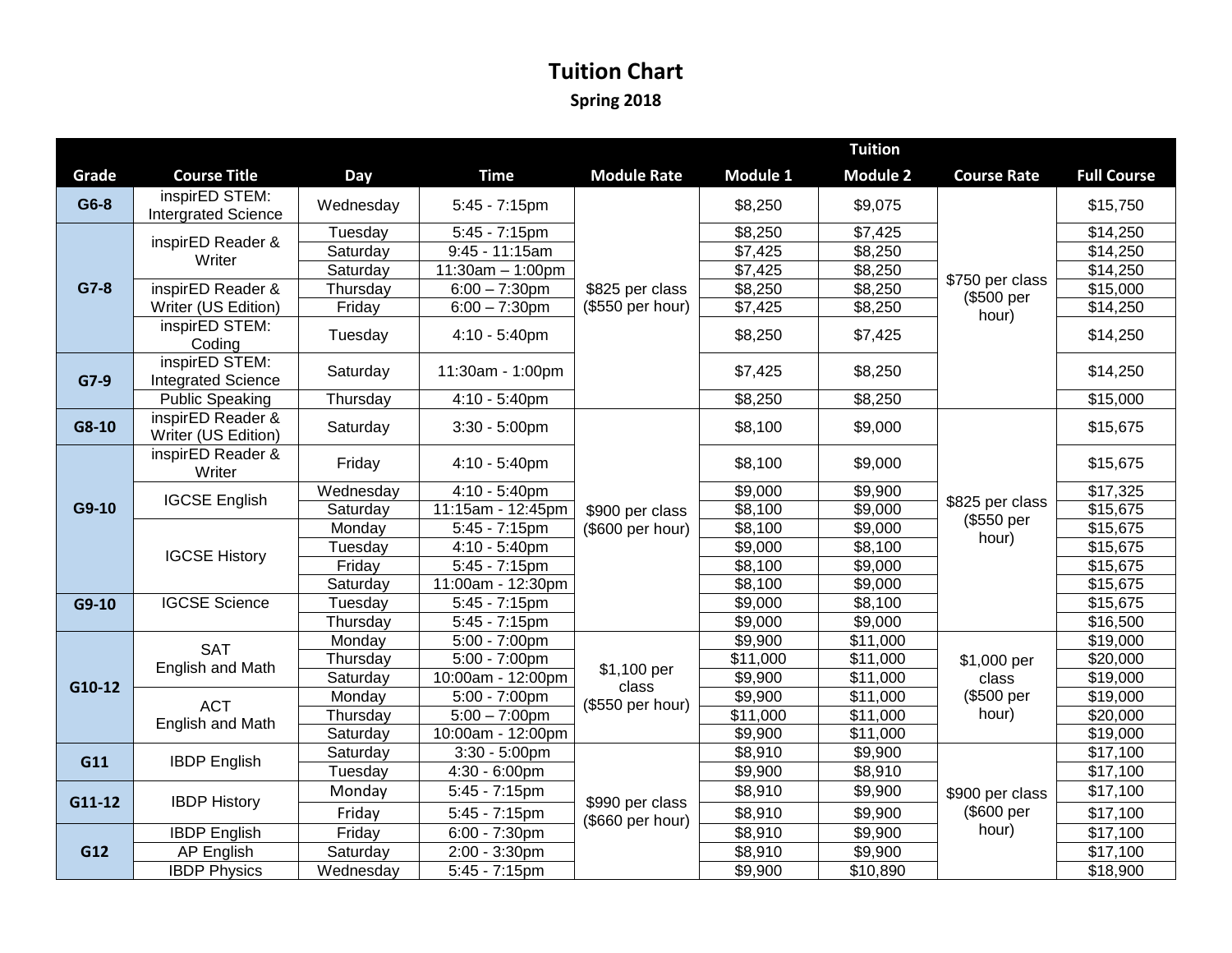# Tuition Chart

## Spring 2018

| Grade | Course Title | Day | Time | Module Rate | Tuition Module 1 | Module 2 | Course Rate | Full Course |
|---|---|---|---|---|---|---|---|---|
| G6-8 | inspirED STEM: Intergrated Science | Wednesday | 5:45 - 7:15pm | $825 per class ($550 per hour) | $8,250 | $9,075 | $750 per class ($500 per hour) | $15,750 |
| G7-8 | inspirED Reader & Writer | Tuesday | 5:45 - 7:15pm | | $8,250 | $7,425 | | $14,250 |
| | | Saturday | 9:45 - 11:15am | | $7,425 | $8,250 | | $14,250 |
| | | Saturday | 11:30am – 1:00pm | | $7,425 | $8,250 | | $14,250 |
| | inspirED Reader & Writer (US Edition) | Thursday | 6:00 – 7:30pm | | $8,250 | $8,250 | | $15,000 |
| | | Friday | 6:00 – 7:30pm | | $7,425 | $8,250 | | $14,250 |
| | inspirED STEM: Coding | Tuesday | 4:10 - 5:40pm | | $8,250 | $7,425 | | $14,250 |
| G7-9 | inspirED STEM: Integrated Science | Saturday | 11:30am - 1:00pm | | $7,425 | $8,250 | | $14,250 |
| | Public Speaking | Thursday | 4:10 - 5:40pm | | $8,250 | $8,250 | | $15,000 |
| G8-10 | inspirED Reader & Writer (US Edition) | Saturday | 3:30 - 5:00pm | $900 per class ($600 per hour) | $8,100 | $9,000 | $825 per class ($550 per hour) | $15,675 |
| G9-10 | inspirED Reader & Writer | Friday | 4:10 - 5:40pm | | $8,100 | $9,000 | | $15,675 |
| | IGCSE English | Wednesday | 4:10 - 5:40pm | | $9,000 | $9,900 | | $17,325 |
| | | Saturday | 11:15am - 12:45pm | | $8,100 | $9,000 | | $15,675 |
| | IGCSE History | Monday | 5:45 - 7:15pm | | $8,100 | $9,000 | | $15,675 |
| | | Tuesday | 4:10 - 5:40pm | | $9,000 | $8,100 | | $15,675 |
| | | Friday | 5:45 - 7:15pm | | $8,100 | $9,000 | | $15,675 |
| | | Saturday | 11:00am - 12:30pm | | $8,100 | $9,000 | | $15,675 |
| G9-10 | IGCSE Science | Tuesday | 5:45 - 7:15pm | | $9,000 | $8,100 | | $15,675 |
| | | Thursday | 5:45 - 7:15pm | | $9,000 | $9,000 | | $16,500 |
| G10-12 | SAT English and Math | Monday | 5:00 - 7:00pm | $1,100 per class ($550 per hour) | $9,900 | $11,000 | $1,000 per class ($500 per hour) | $19,000 |
| | | Thursday | 5:00 - 7:00pm | | $11,000 | $11,000 | | $20,000 |
| | | Saturday | 10:00am - 12:00pm | | $9,900 | $11,000 | | $19,000 |
| | ACT English and Math | Monday | 5:00 - 7:00pm | | $9,900 | $11,000 | | $19,000 |
| | | Thursday | 5:00 – 7:00pm | | $11,000 | $11,000 | | $20,000 |
| | | Saturday | 10:00am - 12:00pm | | $9,900 | $11,000 | | $19,000 |
| G11 | IBDP English | Saturday | 3:30 - 5:00pm | $990 per class ($660 per hour) | $8,910 | $9,900 | $900 per class ($600 per hour) | $17,100 |
| | | Tuesday | 4:30 - 6:00pm | | $9,900 | $8,910 | | $17,100 |
| G11-12 | IBDP History | Monday | 5:45 - 7:15pm | | $8,910 | $9,900 | | $17,100 |
| | | Friday | 5:45 - 7:15pm | | $8,910 | $9,900 | | $17,100 |
| G12 | IBDP English | Friday | 6:00 - 7:30pm | | $8,910 | $9,900 | | $17,100 |
| | AP English | Saturday | 2:00 - 3:30pm | | $8,910 | $9,900 | | $17,100 |
| | IBDP Physics | Wednesday | 5:45 - 7:15pm | | $9,900 | $10,890 | | $18,900 |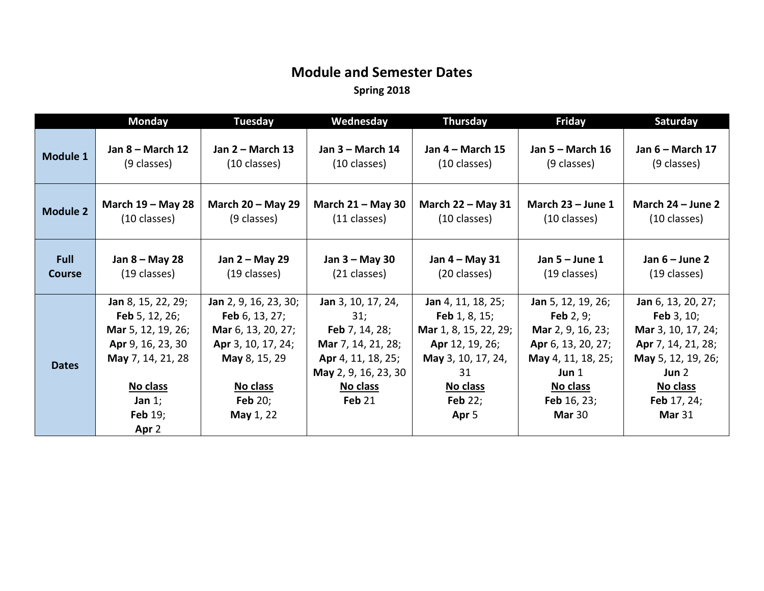# Module and Semester Dates

**Spring 2018**

| | Monday | Tuesday | Wednesday | Thursday | Friday | Saturday |
|---|---|---|---|---|---|---|
| **Module 1** | **Jan 8 – March 12** (9 classes) | **Jan 2 – March 13** (10 classes) | **Jan 3 – March 14** (10 classes) | **Jan 4 – March 15** (10 classes) | **Jan 5 – March 16** (9 classes) | **Jan 6 – March 17** (9 classes) |
| **Module 2** | **March 19 – May 28** (10 classes) | **March 20 – May 29** (9 classes) | **March 21 – May 30** (11 classes) | **March 22 – May 31** (10 classes) | **March 23 – June 1** (10 classes) | **March 24 – June 2** (10 classes) |
| **Full Course** | **Jan 8 – May 28** (19 classes) | **Jan 2 – May 29** (19 classes) | **Jan 3 – May 30** (21 classes) | **Jan 4 – May 31** (20 classes) | **Jan 5 – June 1** (19 classes) | **Jan 6 – June 2** (19 classes) |
| **Dates** | **Jan** 8, 15, 22, 29; **Feb** 5, 12, 26; **Mar** 5, 12, 19, 26; **Apr** 9, 16, 23, 30 **May** 7, 14, 21, 28<br><br>**No class**<br>**Jan** 1; **Feb** 19; **Apr** 2 | **Jan** 2, 9, 16, 23, 30; **Feb** 6, 13, 27; **Mar** 6, 13, 20, 27; **Apr** 3, 10, 17, 24; **May** 8, 15, 29<br><br>**No class**<br>**Feb** 20; **May** 1, 22 | **Jan** 3, 10, 17, 24, 31; **Feb** 7, 14, 28; **Mar** 7, 14, 21, 28; **Apr** 4, 11, 18, 25; **May** 2, 9, 16, 23, 30<br>**No class**<br>**Feb** 21 | **Jan** 4, 11, 18, 25; **Feb** 1, 8, 15; **Mar** 1, 8, 15, 22, 29; **Apr** 12, 19, 26; **May** 3, 10, 17, 24, 31<br>**No class**<br>**Feb** 22; **Apr** 5 | **Jan** 5, 12, 19, 26; **Feb** 2, 9; **Mar** 2, 9, 16, 23; **Apr** 6, 13, 20, 27; **May** 4, 11, 18, 25; **Jun** 1<br>**No class**<br>**Feb** 16, 23; **Mar** 30 | **Jan** 6, 13, 20, 27; **Feb** 3, 10; **Mar** 3, 10, 17, 24; **Apr** 7, 14, 21, 28; **May** 5, 12, 19, 26; **Jun** 2<br>**No class**<br>**Feb** 17, 24; **Mar** 31 |